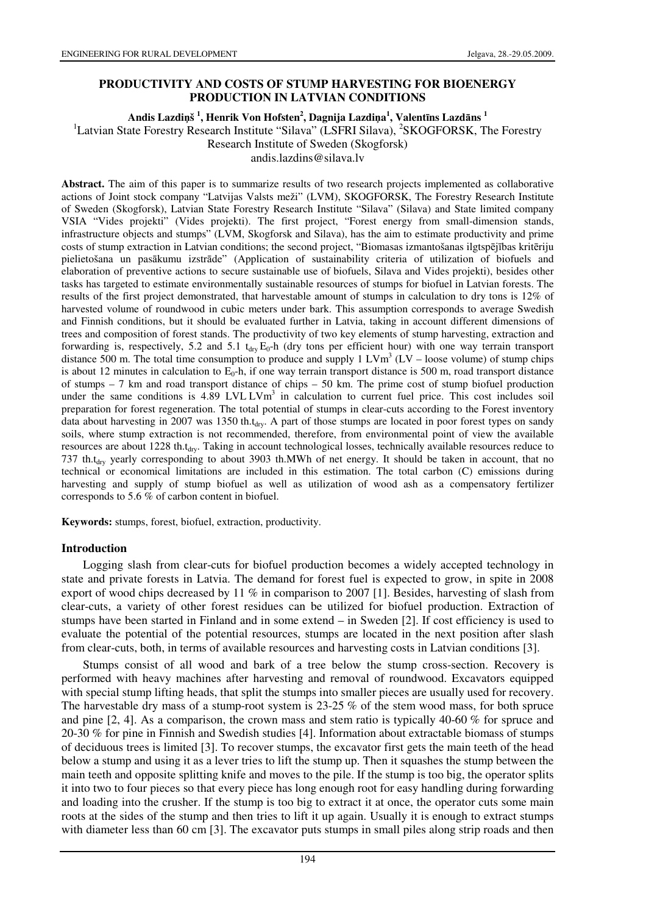# PRODUCTIVITY AND COSTS OF STUMP HARVESTING FOR BIOENERGY PRODUCTION IN LATVIAN CONDITIONS

**Andis Lazdiņš [1], Henrik Von Hofsten[2], Dagnija Lazdiņa[1], Valentīns Lazdāns [1]**

[1]Latvian State Forestry Research Institute "Silava" (LSFRI Silava), [2]SKOGFORSK, The Forestry Research Institute of Sweden (Skogforsk)

andis.lazdins@silava.lv

**Abstract.** The aim of this paper is to summarize results of two research projects implemented as collaborative actions of Joint stock company "Latvijas Valsts meži" (LVM), SKOGFORSK, The Forestry Research Institute of Sweden (Skogforsk), Latvian State Forestry Research Institute "Silava" (Silava) and State limited company VSIA "Vides projekti" (Vides projekti). The first project, "Forest energy from small-dimension stands, infrastructure objects and stumps" (LVM, Skogforsk and Silava), has the aim to estimate productivity and prime costs of stump extraction in Latvian conditions; the second project, "Biomasas izmantošanas ilgtspējības kritēriju pielietošana un pasākumu izstrāde" (Application of sustainability criteria of utilization of biofuels and elaboration of preventive actions to secure sustainable use of biofuels, Silava and Vides projekti), besides other tasks has targeted to estimate environmentally sustainable resources of stumps for biofuel in Latvian forests. The results of the first project demonstrated, that harvestable amount of stumps in calculation to dry tons is 12% of harvested volume of roundwood in cubic meters under bark. This assumption corresponds to average Swedish and Finnish conditions, but it should be evaluated further in Latvia, taking in account different dimensions of trees and composition of forest stands. The productivity of two key elements of stump harvesting, extraction and forwarding is, respectively, 5.2 and 5.1 $t_{dry}$ $E_0$-h (dry tons per efficient hour) with one way terrain transport distance 500 m. The total time consumption to produce and supply 1 LV$m^3$ (LV – loose volume) of stump chips is about 12 minutes in calculation to $E_0$-h, if one way terrain transport distance is 500 m, road transport distance of stumps – 7 km and road transport distance of chips – 50 km. The prime cost of stump biofuel production under the same conditions is 4.89 LVL LV$m^3$ in calculation to current fuel price. This cost includes soil preparation for forest regeneration. The total potential of stumps in clear-cuts according to the Forest inventory data about harvesting in 2007 was 1350 th.$t_{dry}$. A part of those stumps are located in poor forest types on sandy soils, where stump extraction is not recommended, therefore, from environmental point of view the available resources are about 1228 th.$t_{dry}$. Taking in account technological losses, technically available resources reduce to 737 th.$t_{dry}$ yearly corresponding to about 3903 th.MWh of net energy. It should be taken in account, that no technical or economical limitations are included in this estimation. The total carbon (C) emissions during harvesting and supply of stump biofuel as well as utilization of wood ash as a compensatory fertilizer corresponds to 5.6 % of carbon content in biofuel.

**Keywords:** stumps, forest, biofuel, extraction, productivity.

## Introduction

Logging slash from clear-cuts for biofuel production becomes a widely accepted technology in state and private forests in Latvia. The demand for forest fuel is expected to grow, in spite in 2008 export of wood chips decreased by 11 % in comparison to 2007 [1]. Besides, harvesting of slash from clear-cuts, a variety of other forest residues can be utilized for biofuel production. Extraction of stumps have been started in Finland and in some extend – in Sweden [2]. If cost efficiency is used to evaluate the potential of the potential resources, stumps are located in the next position after slash from clear-cuts, both, in terms of available resources and harvesting costs in Latvian conditions [3].

Stumps consist of all wood and bark of a tree below the stump cross-section. Recovery is performed with heavy machines after harvesting and removal of roundwood. Excavators equipped with special stump lifting heads, that split the stumps into smaller pieces are usually used for recovery. The harvestable dry mass of a stump-root system is 23-25 % of the stem wood mass, for both spruce and pine [2, 4]. As a comparison, the crown mass and stem ratio is typically 40-60 % for spruce and 20-30 % for pine in Finnish and Swedish studies [4]. Information about extractable biomass of stumps of deciduous trees is limited [3]. To recover stumps, the excavator first gets the main teeth of the head below a stump and using it as a lever tries to lift the stump up. Then it squashes the stump between the main teeth and opposite splitting knife and moves to the pile. If the stump is too big, the operator splits it into two to four pieces so that every piece has long enough root for easy handling during forwarding and loading into the crusher. If the stump is too big to extract it at once, the operator cuts some main roots at the sides of the stump and then tries to lift it up again. Usually it is enough to extract stumps with diameter less than 60 cm [3]. The excavator puts stumps in small piles along strip roads and then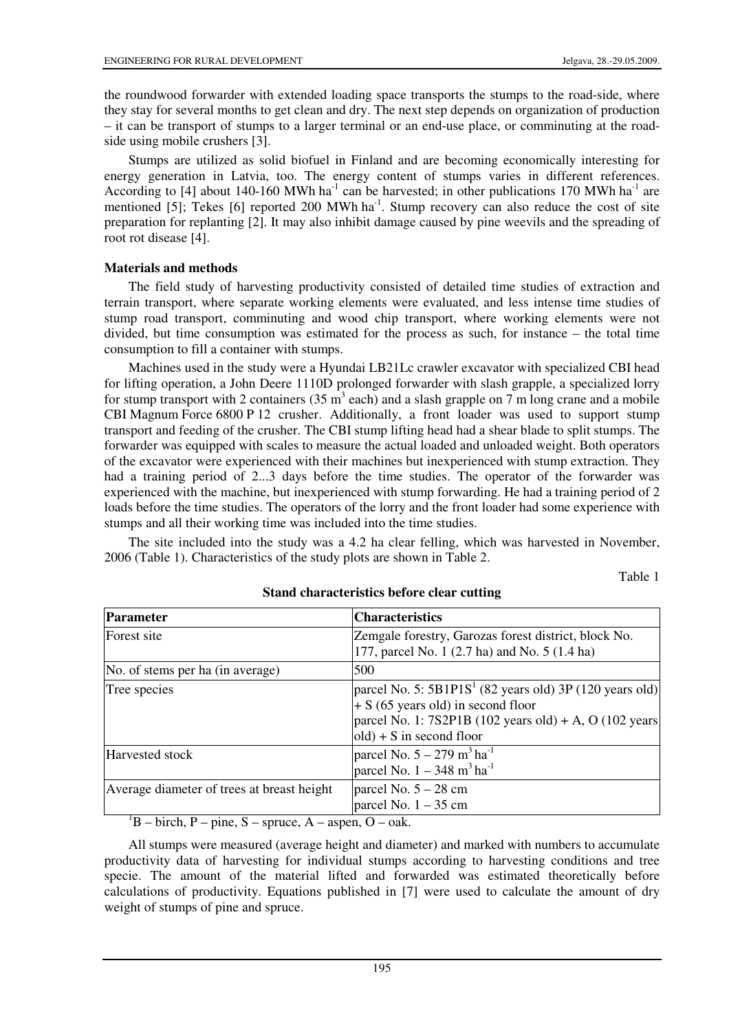the roundwood forwarder with extended loading space transports the stumps to the road-side, where they stay for several months to get clean and dry. The next step depends on organization of production – it can be transport of stumps to a larger terminal or an end-use place, or comminuting at the road-side using mobile crushers [3].

Stumps are utilized as solid biofuel in Finland and are becoming economically interesting for energy generation in Latvia, too. The energy content of stumps varies in different references. According to [4] about 140-160 MWh $ha^{-1}$ can be harvested; in other publications 170 MWh $ha^{-1}$ are mentioned [5]; Tekes [6] reported 200 MWh $ha^{-1}$. Stump recovery can also reduce the cost of site preparation for replanting [2]. It may also inhibit damage caused by pine weevils and the spreading of root rot disease [4].

**Materials and methods**

The field study of harvesting productivity consisted of detailed time studies of extraction and terrain transport, where separate working elements were evaluated, and less intense time studies of stump road transport, comminuting and wood chip transport, where working elements were not divided, but time consumption was estimated for the process as such, for instance – the total time consumption to fill a container with stumps.

Machines used in the study were a Hyundai LB21Lc crawler excavator with specialized CBI head for lifting operation, a John Deere 1110D prolonged forwarder with slash grapple, a specialized lorry for stump transport with 2 containers (35 $m^3$ each) and a slash grapple on 7 m long crane and a mobile CBI Magnum Force 6800 P 12 crusher. Additionally, a front loader was used to support stump transport and feeding of the crusher. The CBI stump lifting head had a shear blade to split stumps. The forwarder was equipped with scales to measure the actual loaded and unloaded weight. Both operators of the excavator were experienced with their machines but inexperienced with stump extraction. They had a training period of 2...3 days before the time studies. The operator of the forwarder was experienced with the machine, but inexperienced with stump forwarding. He had a training period of 2 loads before the time studies. The operators of the lorry and the front loader had some experience with stumps and all their working time was included into the time studies.

The site included into the study was a 4.2 ha clear felling, which was harvested in November, 2006 (Table 1). Characteristics of the study plots are shown in Table 2.

Table 1

**Stand characteristics before clear cutting**

| Parameter | Characteristics |
|---|---|
| Forest site | Zemgale forestry, Garozas forest district, block No. 177, parcel No. 1 (2.7 ha) and No. 5 (1.4 ha) |
| No. of stems per ha (in average) | 500 |
| Tree species | parcel No. 5: 5B1P1S[1] (82 years old) 3P (120 years old) + S (65 years old) in second floor<br>parcel No. 1: 7S2P1B (102 years old) + A, O (102 years old) + S in second floor |
| Harvested stock | parcel No. 5 – 279 $m^3 ha^{-1}$<br>parcel No. 1 – 348 $m^3 ha^{-1}$ |
| Average diameter of trees at breast height | parcel No. 5 – 28 cm<br>parcel No. 1 – 35 cm |

[1]B – birch, P – pine, S – spruce, A – aspen, O – oak.

All stumps were measured (average height and diameter) and marked with numbers to accumulate productivity data of harvesting for individual stumps according to harvesting conditions and tree specie. The amount of the material lifted and forwarded was estimated theoretically before calculations of productivity. Equations published in [7] were used to calculate the amount of dry weight of stumps of pine and spruce.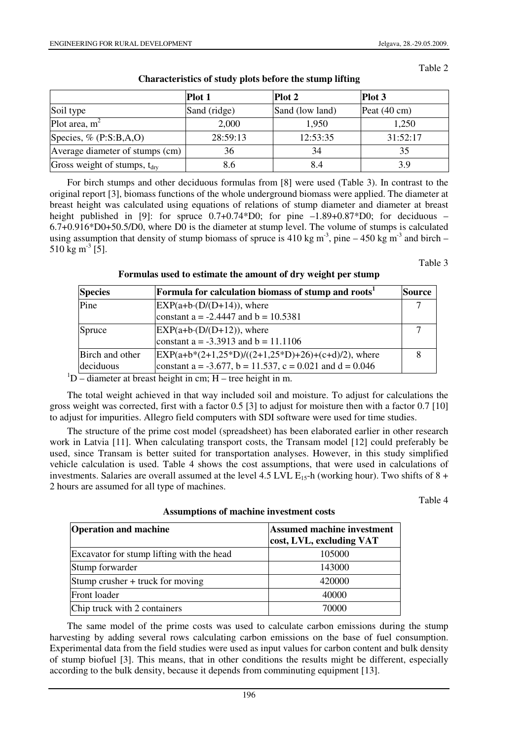Table 2

**Characteristics of study plots before the stump lifting**

| | Plot 1 | Plot 2 | Plot 3 |
|---|---|---|---|
| Soil type | Sand (ridge) | Sand (low land) | Peat (40 cm) |
| Plot area, $m^2$ | 2,000 | 1,950 | 1,250 |
| Species, % (P:S:B,A,O) | 28:59:13 | 12:53:35 | 31:52:17 |
| Average diameter of stumps (cm) | 36 | 34 | 35 |
| Gross weight of stumps, $t_{dry}$ | 8.6 | 8.4 | 3.9 |

For birch stumps and other deciduous formulas from [8] were used (Table 3). In contrast to the original report [3], biomass functions of the whole underground biomass were applied. The diameter at breast height was calculated using equations of relations of stump diameter and diameter at breast height published in [9]: for spruce 0.7+0.74*D0; for pine –1.89+0.87*D0; for deciduous – 6.7+0.916*D0+50.5/D0, where D0 is the diameter at stump level. The volume of stumps is calculated using assumption that density of stump biomass of spruce is 410 kg $m^{-3}$, pine – 450 kg $m^{-3}$ and birch – 510 kg $m^{-3}$ [5].

Table 3

**Formulas used to estimate the amount of dry weight per stump**

| Species | Formula for calculation biomass of stump and roots[1] | Source |
|---|---|---|
| Pine | EXP(a+b·(D/(D+14)), where constant a = -2.4447 and b = 10.5381 | 7 |
| Spruce | EXP(a+b·(D/(D+12)), where constant a = -3.3913 and b = 11.1106 | 7 |
| Birch and other deciduous | EXP(a+b*(2+1,25*D)/((2+1,25*D)+26)+(c+d)/2), where constant a = -3.677, b = 11.537, c = 0.021 and d = 0.046 | 8 |

[1]D – diameter at breast height in cm; H – tree height in m.

The total weight achieved in that way included soil and moisture. To adjust for calculations the gross weight was corrected, first with a factor 0.5 [3] to adjust for moisture then with a factor 0.7 [10] to adjust for impurities. Allegro field computers with SDI software were used for time studies.

The structure of the prime cost model (spreadsheet) has been elaborated earlier in other research work in Latvia [11]. When calculating transport costs, the Transam model [12] could preferably be used, since Transam is better suited for transportation analyses. However, in this study simplified vehicle calculation is used. Table 4 shows the cost assumptions, that were used in calculations of investments. Salaries are overall assumed at the level 4.5 LVL $E_{15}$-h (working hour). Two shifts of 8 + 2 hours are assumed for all type of machines.

Table 4

**Assumptions of machine investment costs**

| Operation and machine | Assumed machine investment cost, LVL, excluding VAT |
|---|---|
| Excavator for stump lifting with the head | 105000 |
| Stump forwarder | 143000 |
| Stump crusher + truck for moving | 420000 |
| Front loader | 40000 |
| Chip truck with 2 containers | 70000 |

The same model of the prime costs was used to calculate carbon emissions during the stump harvesting by adding several rows calculating carbon emissions on the base of fuel consumption. Experimental data from the field studies were used as input values for carbon content and bulk density of stump biofuel [3]. This means, that in other conditions the results might be different, especially according to the bulk density, because it depends from comminuting equipment [13].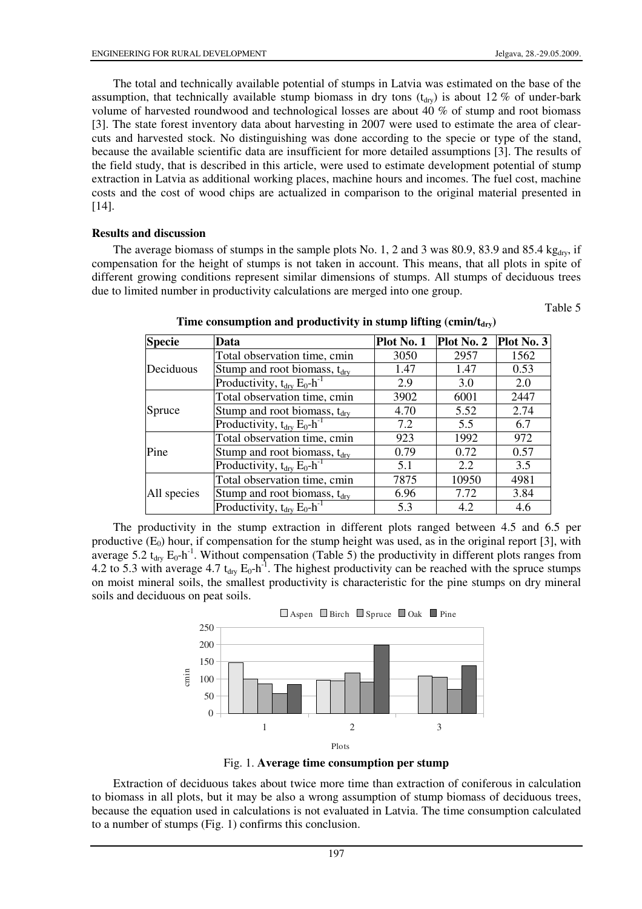The total and technically available potential of stumps in Latvia was estimated on the base of the assumption, that technically available stump biomass in dry tons ($t_{dry}$) is about 12 % of under-bark volume of harvested roundwood and technological losses are about 40 % of stump and root biomass [3]. The state forest inventory data about harvesting in 2007 were used to estimate the area of clear-cuts and harvested stock. No distinguishing was done according to the specie or type of the stand, because the available scientific data are insufficient for more detailed assumptions [3]. The results of the field study, that is described in this article, were used to estimate development potential of stump extraction in Latvia as additional working places, machine hours and incomes. The fuel cost, machine costs and the cost of wood chips are actualized in comparison to the original material presented in [14].

## Results and discussion

The average biomass of stumps in the sample plots No. 1, 2 and 3 was 80.9, 83.9 and 85.4 $kg_{dry}$, if compensation for the height of stumps is not taken in account. This means, that all plots in spite of different growing conditions represent similar dimensions of stumps. All stumps of deciduous trees due to limited number in productivity calculations are merged into one group.

Table 5

**Time consumption and productivity in stump lifting (cmin/$t_{dry}$)**

| Specie | Data | Plot No. 1 | Plot No. 2 | Plot No. 3 |
|---|---|---|---|---|
| Deciduous | Total observation time, cmin | 3050 | 2957 | 1562 |
| | Stump and root biomass, $t_{dry}$ | 1.47 | 1.47 | 0.53 |
| | Productivity, $t_{dry}$ $E_0$-$h^{-1}$ | 2.9 | 3.0 | 2.0 |
| Spruce | Total observation time, cmin | 3902 | 6001 | 2447 |
| | Stump and root biomass, $t_{dry}$ | 4.70 | 5.52 | 2.74 |
| | Productivity, $t_{dry}$ $E_0$-$h^{-1}$ | 7.2 | 5.5 | 6.7 |
| Pine | Total observation time, cmin | 923 | 1992 | 972 |
| | Stump and root biomass, $t_{dry}$ | 0.79 | 0.72 | 0.57 |
| | Productivity, $t_{dry}$ $E_0$-$h^{-1}$ | 5.1 | 2.2 | 3.5 |
| All species | Total observation time, cmin | 7875 | 10950 | 4981 |
| | Stump and root biomass, $t_{dry}$ | 6.96 | 7.72 | 3.84 |
| | Productivity, $t_{dry}$ $E_0$-$h^{-1}$ | 5.3 | 4.2 | 4.6 |

The productivity in the stump extraction in different plots ranged between 4.5 and 6.5 per productive ($E_0$) hour, if compensation for the stump height was used, as in the original report [3], with average 5.2 $t_{dry}$ $E_0$-$h^{-1}$. Without compensation (Table 5) the productivity in different plots ranges from 4.2 to 5.3 with average 4.7 $t_{dry}$ $E_0$-$h^{-1}$. The highest productivity can be reached with the spruce stumps on moist mineral soils, the smallest productivity is characteristic for the pine stumps on dry mineral soils and deciduous on peat soils.

Aspen Birch Spruce Oak Pine

250
200
150
100
50
0

cmin

1 2 3

Plots

Fig. 1. **Average time consumption per stump**

Extraction of deciduous takes about twice more time than extraction of coniferous in calculation to biomass in all plots, but it may be also a wrong assumption of stump biomass of deciduous trees, because the equation used in calculations is not evaluated in Latvia. The time consumption calculated to a number of stumps (Fig. 1) confirms this conclusion.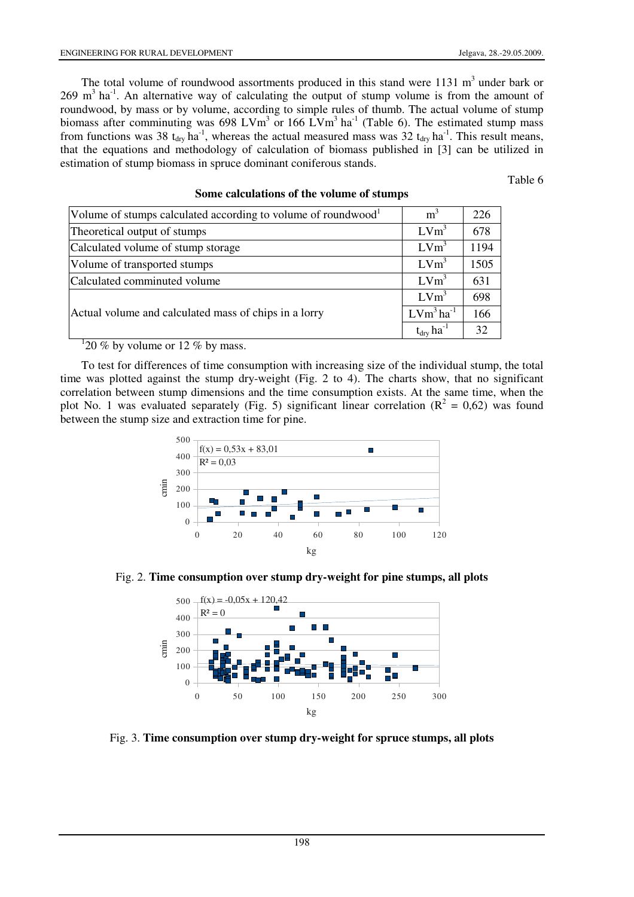The total volume of roundwood assortments produced in this stand were 1131 $m^3$ under bark or 269 $m^3$ $ha^{-1}$. An alternative way of calculating the output of stump volume is from the amount of roundwood, by mass or by volume, according to simple rules of thumb. The actual volume of stump biomass after comminuting was 698 $LVm^3$ or 166 $LVm^3$ $ha^{-1}$ (Table 6). The estimated stump mass from functions was 38 $t_{dry}$ $ha^{-1}$, whereas the actual measured mass was 32 $t_{dry}$ $ha^{-1}$. This result means, that the equations and methodology of calculation of biomass published in [3] can be utilized in estimation of stump biomass in spruce dominant coniferous stands.

Table 6

**Some calculations of the volume of stumps**

| | | |
|---|---|---|
| Volume of stumps calculated according to volume of roundwood[1] | $m^3$ | 226 |
| Theoretical output of stumps | $LVm^3$ | 678 |
| Calculated volume of stump storage | $LVm^3$ | 1194 |
| Volume of transported stumps | $LVm^3$ | 1505 |
| Calculated comminuted volume | $LVm^3$ | 631 |
| Actual volume and calculated mass of chips in a lorry | $LVm^3$ | 698 |
| | $LVm^3$ $ha^{-1}$ | 166 |
| | $t_{dry}$ $ha^{-1}$ | 32 |

[1]20 % by volume or 12 % by mass.

To test for differences of time consumption with increasing size of the individual stump, the total time was plotted against the stump dry-weight (Fig. 2 to 4). The charts show, that no significant correlation between stump dimensions and the time consumption exists. At the same time, when the plot No. 1 was evaluated separately (Fig. 5) significant linear correlation ($R^2$ = 0,62) was found between the stump size and extraction time for pine.

f(x) = 0,53x + 83,01
R² = 0,03
cmin
kg

Fig. 2. **Time consumption over stump dry-weight for pine stumps, all plots**

f(x) = -0,05x + 120,42
R² = 0
cmin
kg

Fig. 3. **Time consumption over stump dry-weight for spruce stumps, all plots**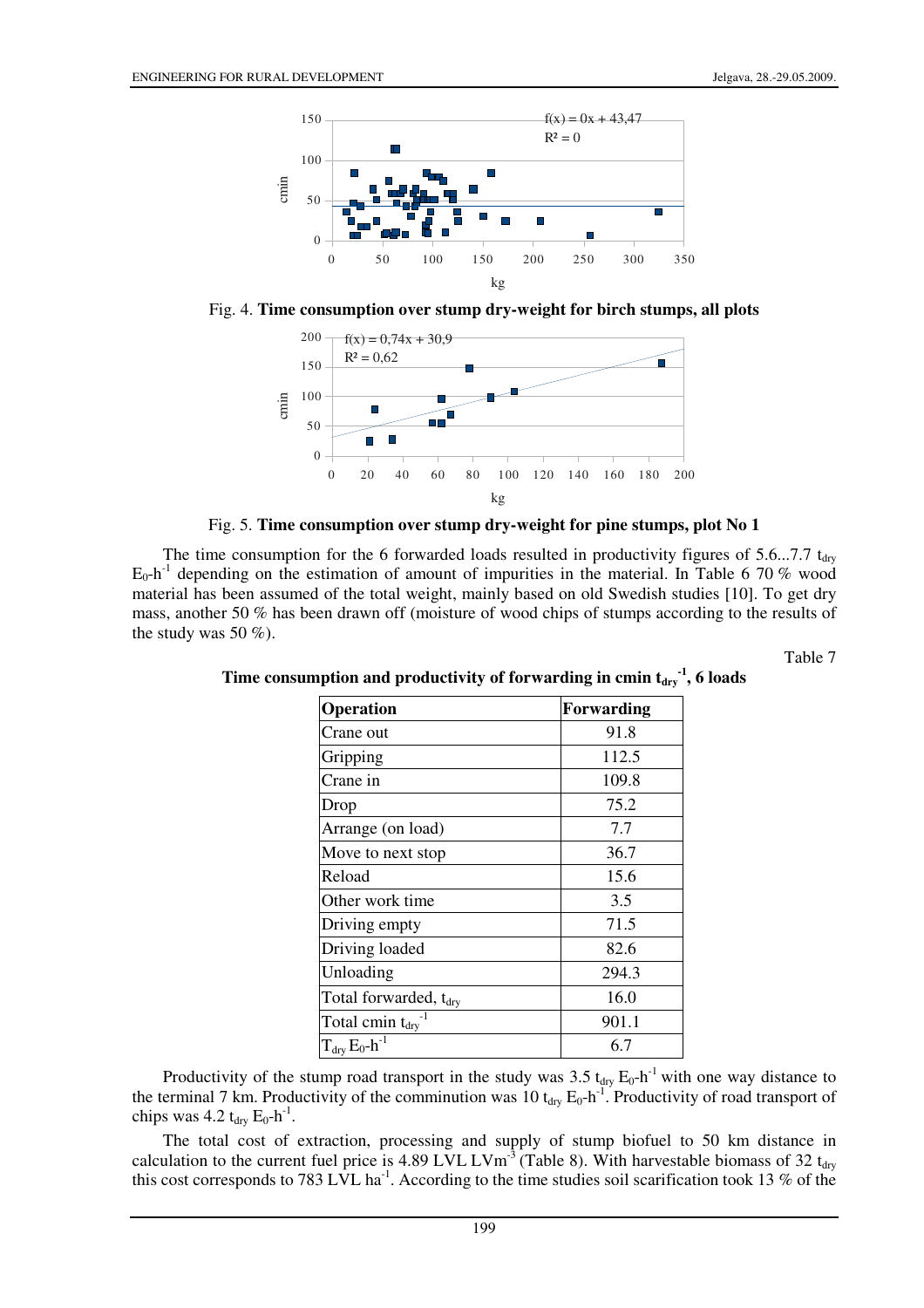150
100
50
0
cmin
0 50 100 150 200 250 300 350
kg
f(x) = 0x + 43,47
R² = 0

Fig. 4. **Time consumption over stump dry-weight for birch stumps, all plots**

200
150
100
50
0
cmin
0 20 40 60 80 100 120 140 160 180 200
kg
f(x) = 0,74x + 30,9
R² = 0,62

Fig. 5. **Time consumption over stump dry-weight for pine stumps, plot No 1**

The time consumption for the 6 forwarded loads resulted in productivity figures of 5.6...7.7 $t_{dry}$ $E_0$-$h^{-1}$ depending on the estimation of amount of impurities in the material. In Table 6 70 % wood material has been assumed of the total weight, mainly based on old Swedish studies [10]. To get dry mass, another 50 % has been drawn off (moisture of wood chips of stumps according to the results of the study was 50 %).

Table 7

**Time consumption and productivity of forwarding in cmin $t_{dry}^{-1}$, 6 loads**

| Operation | Forwarding |
|---|---|
| Crane out | 91.8 |
| Gripping | 112.5 |
| Crane in | 109.8 |
| Drop | 75.2 |
| Arrange (on load) | 7.7 |
| Move to next stop | 36.7 |
| Reload | 15.6 |
| Other work time | 3.5 |
| Driving empty | 71.5 |
| Driving loaded | 82.6 |
| Unloading | 294.3 |
| Total forwarded, $t_{dry}$ | 16.0 |
| Total cmin $t_{dry}^{-1}$ | 901.1 |
| $T_{dry}$ $E_0$-$h^{-1}$ | 6.7 |

Productivity of the stump road transport in the study was 3.5 $t_{dry}$ $E_0$-$h^{-1}$ with one way distance to the terminal 7 km. Productivity of the comminution was 10 $t_{dry}$ $E_0$-$h^{-1}$. Productivity of road transport of chips was 4.2 $t_{dry}$ $E_0$-$h^{-1}$.

The total cost of extraction, processing and supply of stump biofuel to 50 km distance in calculation to the current fuel price is 4.89 LVL $LVm^{-3}$ (Table 8). With harvestable biomass of 32 $t_{dry}$ this cost corresponds to 783 LVL $ha^{-1}$. According to the time studies soil scarification took 13 % of the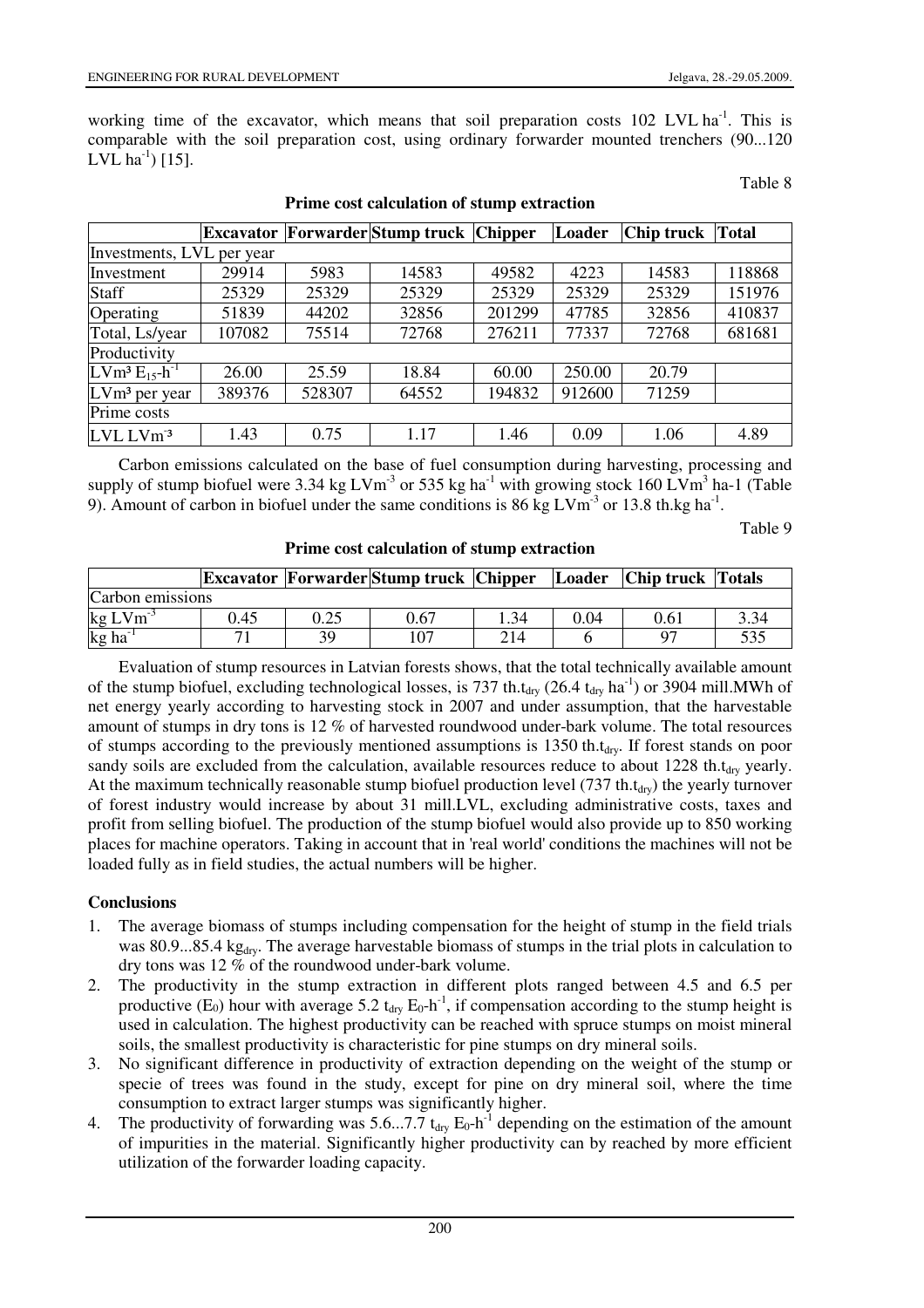working time of the excavator, which means that soil preparation costs 102 LVL $ha^{-1}$. This is comparable with the soil preparation cost, using ordinary forwarder mounted trenchers (90...120 LVL $ha^{-1}$) [15].

Table 8

**Prime cost calculation of stump extraction**

| | Excavator | Forwarder | Stump truck | Chipper | Loader | Chip truck | Total |
|---|---|---|---|---|---|---|---|
| Investments, LVL per year | | | | | | | |
| Investment | 29914 | 5983 | 14583 | 49582 | 4223 | 14583 | 118868 |
| Staff | 25329 | 25329 | 25329 | 25329 | 25329 | 25329 | 151976 |
| Operating | 51839 | 44202 | 32856 | 201299 | 47785 | 32856 | 410837 |
| Total, Ls/year | 107082 | 75514 | 72768 | 276211 | 77337 | 72768 | 681681 |
| Productivity | | | | | | | |
| $LVm^3$ $E_{15}$-$h^{-1}$ | 26.00 | 25.59 | 18.84 | 60.00 | 250.00 | 20.79 | |
| $LVm^3$ per year | 389376 | 528307 | 64552 | 194832 | 912600 | 71259 | |
| Prime costs | | | | | | | |
| LVL $LVm^{-3}$ | 1.43 | 0.75 | 1.17 | 1.46 | 0.09 | 1.06 | 4.89 |

Carbon emissions calculated on the base of fuel consumption during harvesting, processing and supply of stump biofuel were 3.34 kg $LVm^{-3}$ or 535 kg $ha^{-1}$ with growing stock 160 $LVm^3$ ha-1 (Table 9). Amount of carbon in biofuel under the same conditions is 86 kg $LVm^{-3}$ or 13.8 th.kg $ha^{-1}$.

Table 9

**Prime cost calculation of stump extraction**

| | Excavator | Forwarder | Stump truck | Chipper | Loader | Chip truck | Totals |
|---|---|---|---|---|---|---|---|
| Carbon emissions | | | | | | | |
| kg $LVm^{-3}$ | 0.45 | 0.25 | 0.67 | 1.34 | 0.04 | 0.61 | 3.34 |
| kg $ha^{-1}$ | 71 | 39 | 107 | 214 | 6 | 97 | 535 |

Evaluation of stump resources in Latvian forests shows, that the total technically available amount of the stump biofuel, excluding technological losses, is 737 th.$t_{dry}$ (26.4 $t_{dry}$ $ha^{-1}$) or 3904 mill.MWh of net energy yearly according to harvesting stock in 2007 and under assumption, that the harvestable amount of stumps in dry tons is 12 % of harvested roundwood under-bark volume. The total resources of stumps according to the previously mentioned assumptions is 1350 th.$t_{dry}$. If forest stands on poor sandy soils are excluded from the calculation, available resources reduce to about 1228 th.$t_{dry}$ yearly. At the maximum technically reasonable stump biofuel production level (737 th.$t_{dry}$) the yearly turnover of forest industry would increase by about 31 mill.LVL, excluding administrative costs, taxes and profit from selling biofuel. The production of the stump biofuel would also provide up to 850 working places for machine operators. Taking in account that in 'real world' conditions the machines will not be loaded fully as in field studies, the actual numbers will be higher.

## Conclusions

1. The average biomass of stumps including compensation for the height of stump in the field trials was 80.9...85.4 $kg_{dry}$. The average harvestable biomass of stumps in the trial plots in calculation to dry tons was 12 % of the roundwood under-bark volume.
2. The productivity in the stump extraction in different plots ranged between 4.5 and 6.5 per productive ($E_0$) hour with average 5.2 $t_{dry}$ $E_0$-$h^{-1}$, if compensation according to the stump height is used in calculation. The highest productivity can be reached with spruce stumps on moist mineral soils, the smallest productivity is characteristic for pine stumps on dry mineral soils.
3. No significant difference in productivity of extraction depending on the weight of the stump or specie of trees was found in the study, except for pine on dry mineral soil, where the time consumption to extract larger stumps was significantly higher.
4. The productivity of forwarding was 5.6...7.7 $t_{dry}$ $E_0$-$h^{-1}$ depending on the estimation of the amount of impurities in the material. Significantly higher productivity can by reached by more efficient utilization of the forwarder loading capacity.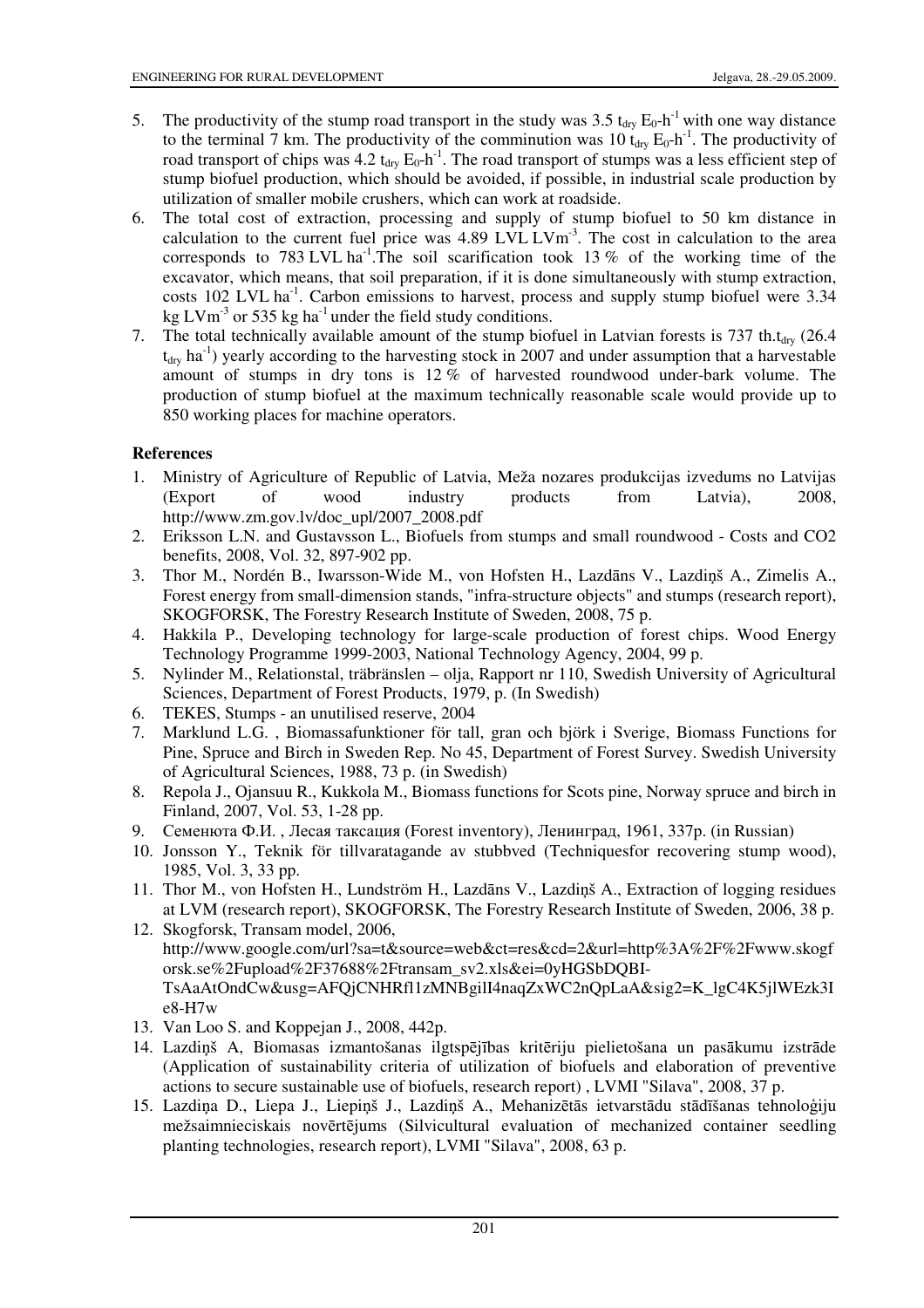5. The productivity of the stump road transport in the study was 3.5 $t_{dry}$ $E_0$-$h^{-1}$ with one way distance to the terminal 7 km. The productivity of the comminution was 10 $t_{dry}$ $E_0$-$h^{-1}$. The productivity of road transport of chips was 4.2 $t_{dry}$ $E_0$-$h^{-1}$. The road transport of stumps was a less efficient step of stump biofuel production, which should be avoided, if possible, in industrial scale production by utilization of smaller mobile crushers, which can work at roadside.
6. The total cost of extraction, processing and supply of stump biofuel to 50 km distance in calculation to the current fuel price was 4.89 LVL $LVm^{-3}$. The cost in calculation to the area corresponds to 783 LVL $ha^{-1}$.The soil scarification took 13 % of the working time of the excavator, which means, that soil preparation, if it is done simultaneously with stump extraction, costs 102 LVL $ha^{-1}$. Carbon emissions to harvest, process and supply stump biofuel were 3.34 kg $LVm^{-3}$ or 535 kg $ha^{-1}$ under the field study conditions.
7. The total technically available amount of the stump biofuel in Latvian forests is 737 th.$t_{dry}$ (26.4 $t_{dry}$ $ha^{-1}$) yearly according to the harvesting stock in 2007 and under assumption that a harvestable amount of stumps in dry tons is 12 % of harvested roundwood under-bark volume. The production of stump biofuel at the maximum technically reasonable scale would provide up to 850 working places for machine operators.

**References**

1. Ministry of Agriculture of Republic of Latvia, Meža nozares produkcijas izvedums no Latvijas (Export of wood industry products from Latvia), 2008, http://www.zm.gov.lv/doc_upl/2007_2008.pdf
2. Eriksson L.N. and Gustavsson L., Biofuels from stumps and small roundwood - Costs and CO2 benefits, 2008, Vol. 32, 897-902 pp.
3. Thor M., Nordén B., Iwarsson-Wide M., von Hofsten H., Lazdāns V., Lazdiņš A., Zimelis A., Forest energy from small-dimension stands, "infra-structure objects" and stumps (research report), SKOGFORSK, The Forestry Research Institute of Sweden, 2008, 75 p.
4. Hakkila P., Developing technology for large-scale production of forest chips. Wood Energy Technology Programme 1999-2003, National Technology Agency, 2004, 99 p.
5. Nylinder M., Relationstal, träbränslen – olja, Rapport nr 110, Swedish University of Agricultural Sciences, Department of Forest Products, 1979, p. (In Swedish)
6. TEKES, Stumps - an unutilised reserve, 2004
7. Marklund L.G. , Biomassafunktioner för tall, gran och björk i Sverige, Biomass Functions for Pine, Spruce and Birch in Sweden Rep. No 45, Department of Forest Survey. Swedish University of Agricultural Sciences, 1988, 73 p. (in Swedish)
8. Repola J., Ojansuu R., Kukkola M., Biomass functions for Scots pine, Norway spruce and birch in Finland, 2007, Vol. 53, 1-28 pp.
9. Семенюта Ф.И. , Лесая таксация (Forest inventory), Ленинград, 1961, 337p. (in Russian)
10. Jonsson Y., Teknik för tillvaratagande av stubbved (Techniquesfor recovering stump wood), 1985, Vol. 3, 33 pp.
11. Thor M., von Hofsten H., Lundström H., Lazdāns V., Lazdiņš A., Extraction of logging residues at LVM (research report), SKOGFORSK, The Forestry Research Institute of Sweden, 2006, 38 p.
12. Skogforsk, Transam model, 2006, http://www.google.com/url?sa=t&source=web&ct=res&cd=2&url=http%3A%2F%2Fwww.skogforsk.se%2Fupload%2F37688%2Ftransam_sv2.xls&ei=0yHGSbDQBI-TsAaAtOndCw&usg=AFQjCNHRfl1zMNBgilI4naqZxWC2nQpLaA&sig2=K_lgC4K5jlWEzk3Ie8-H7w
13. Van Loo S. and Koppejan J., 2008, 442p.
14. Lazdiņš A, Biomasas izmantošanas ilgtspējības kritēriju pielietošana un pasākumu izstrāde (Application of sustainability criteria of utilization of biofuels and elaboration of preventive actions to secure sustainable use of biofuels, research report) , LVMI "Silava", 2008, 37 p.
15. Lazdiņa D., Liepa J., Liepiņš J., Lazdiņš A., Mehanizētās ietvarstādu stādīšanas tehnoloģiju mežsaimnieciskais novērtējums (Silvicultural evaluation of mechanized container seedling planting technologies, research report), LVMI "Silava", 2008, 63 p.